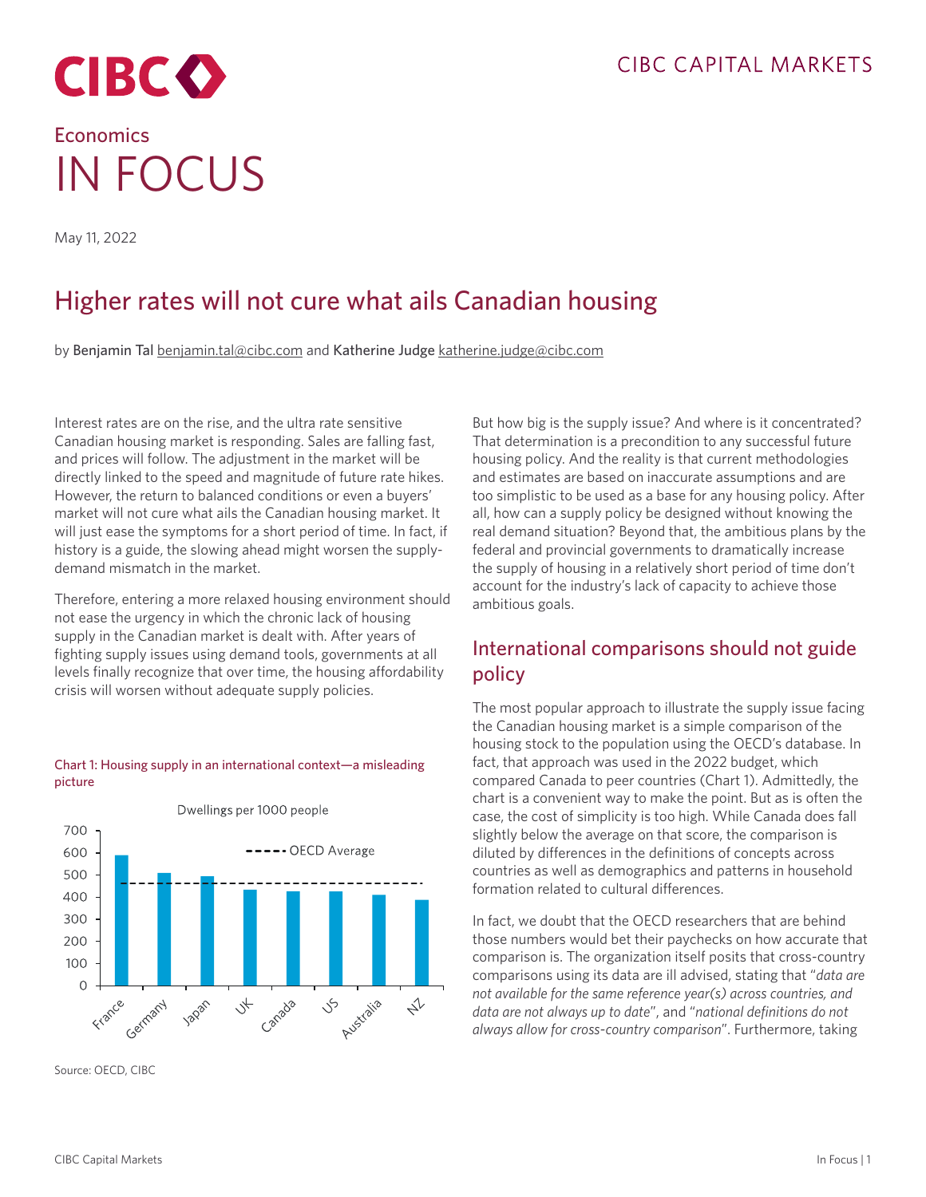Economics

# IN FOCUS

May 11, 2022

## Higher rates will not cure what ails Canadian housing

by Benjamin Tal benjamin.tal@cibc.com and Katherine Judge katherine.judge@cibc.com

Interest rates are on the rise, and the ultra rate sensitive Canadian housing market is responding. Sales are falling fast, and prices will follow. The adjustment in the market will be directly linked to the speed and magnitude of future rate hikes. However, the return to balanced conditions or even a buyers' market will not cure what ails the Canadian housing market. It will just ease the symptoms for a short period of time. In fact, if history is a guide, the slowing ahead might worsen the supply-demand mismatch in the market.

Therefore, entering a more relaxed housing environment should not ease the urgency in which the chronic lack of housing supply in the Canadian market is dealt with. After years of fighting supply issues using demand tools, governments at all levels finally recognize that over time, the housing affordability crisis will worsen without adequate supply policies.

Chart 1: Housing supply in an international context—a misleading picture

Dwellings per 1000 people

| Country | Dwellings per 1000 people |
|---|---|
| France | ~590 |
| Germany | ~510 |
| Japan | ~495 |
| UK | ~435 |
| Canada | ~425 |
| US | ~425 |
| Australia | ~410 |
| NZ | ~385 |
| OECD Average | ~465 |

Source: OECD, CIBC

But how big is the supply issue? And where is it concentrated? That determination is a precondition to any successful future housing policy. And the reality is that current methodologies and estimates are based on inaccurate assumptions and are too simplistic to be used as a base for any housing policy. After all, how can a supply policy be designed without knowing the real demand situation? Beyond that, the ambitious plans by the federal and provincial governments to dramatically increase the supply of housing in a relatively short period of time don't account for the industry's lack of capacity to achieve those ambitious goals.

### International comparisons should not guide policy

The most popular approach to illustrate the supply issue facing the Canadian housing market is a simple comparison of the housing stock to the population using the OECD's database. In fact, that approach was used in the 2022 budget, which compared Canada to peer countries (Chart 1). Admittedly, the chart is a convenient way to make the point. But as is often the case, the cost of simplicity is too high. While Canada does fall slightly below the average on that score, the comparison is diluted by differences in the definitions of concepts across countries as well as demographics and patterns in household formation related to cultural differences.

In fact, we doubt that the OECD researchers that are behind those numbers would bet their paychecks on how accurate that comparison is. The organization itself posits that cross-country comparisons using its data are ill advised, stating that "*data are not available for the same reference year(s) across countries, and data are not always up to date*", and "*national definitions do not always allow for cross-country comparison*". Furthermore, taking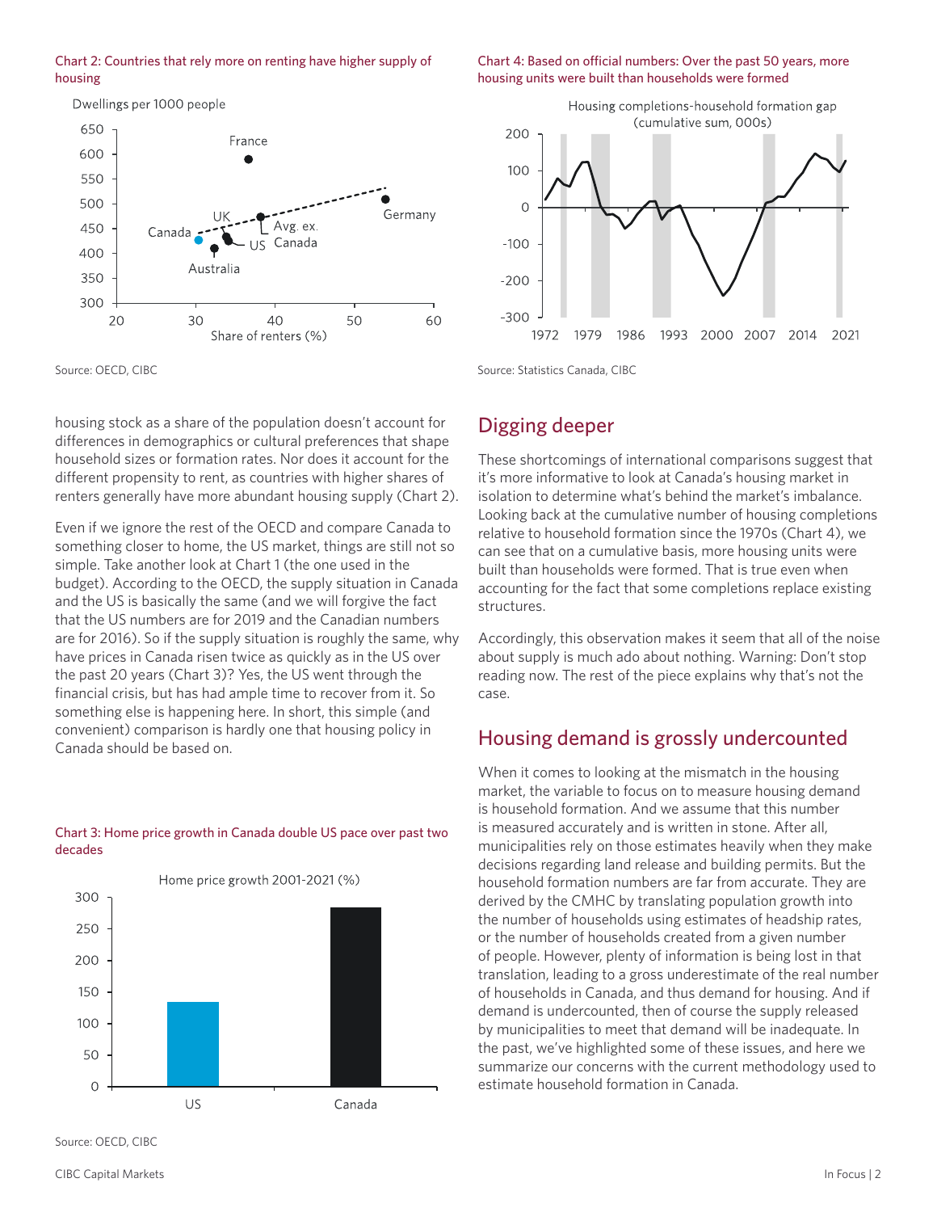Chart 2: Countries that rely more on renting have higher supply of housing

Source: OECD, CIBC

housing stock as a share of the population doesn't account for differences in demographics or cultural preferences that shape household sizes or formation rates. Nor does it account for the different propensity to rent, as countries with higher shares of renters generally have more abundant housing supply (Chart 2).

Even if we ignore the rest of the OECD and compare Canada to something closer to home, the US market, things are still not so simple. Take another look at Chart 1 (the one used in the budget). According to the OECD, the supply situation in Canada and the US is basically the same (and we will forgive the fact that the US numbers are for 2019 and the Canadian numbers are for 2016). So if the supply situation is roughly the same, why have prices in Canada risen twice as quickly as in the US over the past 20 years (Chart 3)? Yes, the US went through the financial crisis, but has had ample time to recover from it. So something else is happening here. In short, this simple (and convenient) comparison is hardly one that housing policy in Canada should be based on.

Chart 3: Home price growth in Canada double US pace over past two decades

Source: OECD, CIBC

Chart 4: Based on official numbers: Over the past 50 years, more housing units were built than households were formed

Source: Statistics Canada, CIBC

## Digging deeper

These shortcomings of international comparisons suggest that it's more informative to look at Canada's housing market in isolation to determine what's behind the market's imbalance. Looking back at the cumulative number of housing completions relative to household formation since the 1970s (Chart 4), we can see that on a cumulative basis, more housing units were built than households were formed. That is true even when accounting for the fact that some completions replace existing structures.

Accordingly, this observation makes it seem that all of the noise about supply is much ado about nothing. Warning: Don't stop reading now. The rest of the piece explains why that's not the case.

## Housing demand is grossly undercounted

When it comes to looking at the mismatch in the housing market, the variable to focus on to measure housing demand is household formation. And we assume that this number is measured accurately and is written in stone. After all, municipalities rely on those estimates heavily when they make decisions regarding land release and building permits. But the household formation numbers are far from accurate. They are derived by the CMHC by translating population growth into the number of households using estimates of headship rates, or the number of households created from a given number of people. However, plenty of information is being lost in that translation, leading to a gross underestimate of the real number of households in Canada, and thus demand for housing. And if demand is undercounted, then of course the supply released by municipalities to meet that demand will be inadequate. In the past, we've highlighted some of these issues, and here we summarize our concerns with the current methodology used to estimate household formation in Canada.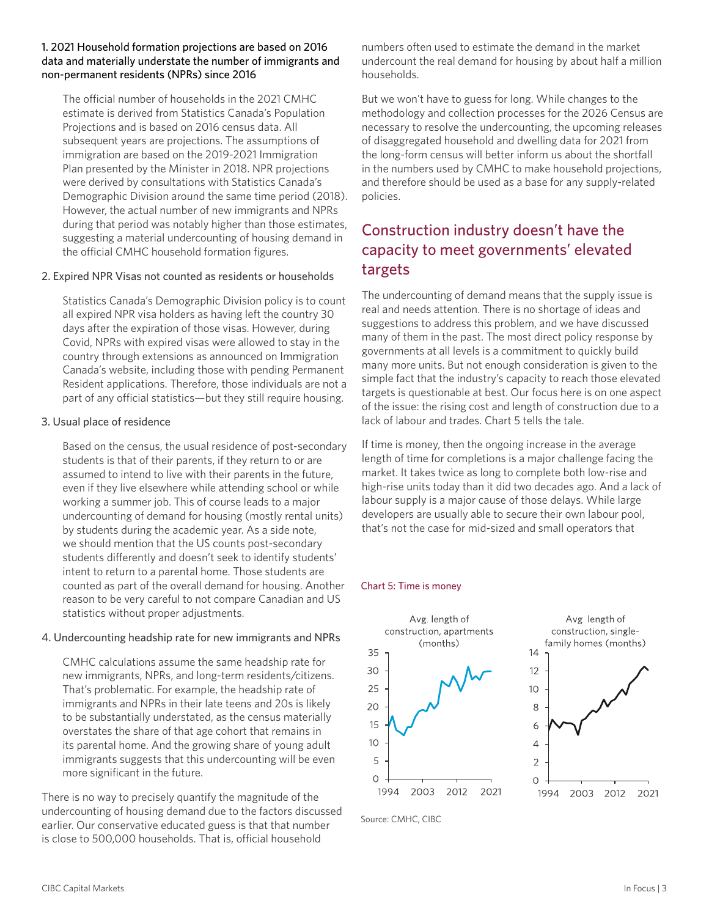1. 2021 Household formation projections are based on 2016 data and materially understate the number of immigrants and non-permanent residents (NPRs) since 2016

The official number of households in the 2021 CMHC estimate is derived from Statistics Canada's Population Projections and is based on 2016 census data. All subsequent years are projections. The assumptions of immigration are based on the 2019-2021 Immigration Plan presented by the Minister in 2018. NPR projections were derived by consultations with Statistics Canada's Demographic Division around the same time period (2018). However, the actual number of new immigrants and NPRs during that period was notably higher than those estimates, suggesting a material undercounting of housing demand in the official CMHC household formation figures.

2. Expired NPR Visas not counted as residents or households

Statistics Canada's Demographic Division policy is to count all expired NPR visa holders as having left the country 30 days after the expiration of those visas. However, during Covid, NPRs with expired visas were allowed to stay in the country through extensions as announced on Immigration Canada's website, including those with pending Permanent Resident applications. Therefore, those individuals are not a part of any official statistics—but they still require housing.

3. Usual place of residence

Based on the census, the usual residence of post-secondary students is that of their parents, if they return to or are assumed to intend to live with their parents in the future, even if they live elsewhere while attending school or while working a summer job. This of course leads to a major undercounting of demand for housing (mostly rental units) by students during the academic year. As a side note, we should mention that the US counts post-secondary students differently and doesn't seek to identify students' intent to return to a parental home. Those students are counted as part of the overall demand for housing. Another reason to be very careful to not compare Canadian and US statistics without proper adjustments.

4. Undercounting headship rate for new immigrants and NPRs

CMHC calculations assume the same headship rate for new immigrants, NPRs, and long-term residents/citizens. That's problematic. For example, the headship rate of immigrants and NPRs in their late teens and 20s is likely to be substantially understated, as the census materially overstates the share of that age cohort that remains in its parental home. And the growing share of young adult immigrants suggests that this undercounting will be even more significant in the future.

There is no way to precisely quantify the magnitude of the undercounting of housing demand due to the factors discussed earlier. Our conservative educated guess is that that number is close to 500,000 households. That is, official household numbers often used to estimate the demand in the market undercount the real demand for housing by about half a million households.

But we won't have to guess for long. While changes to the methodology and collection processes for the 2026 Census are necessary to resolve the undercounting, the upcoming releases of disaggregated household and dwelling data for 2021 from the long-form census will better inform us about the shortfall in the numbers used by CMHC to make household projections, and therefore should be used as a base for any supply-related policies.

## Construction industry doesn't have the capacity to meet governments' elevated targets

The undercounting of demand means that the supply issue is real and needs attention. There is no shortage of ideas and suggestions to address this problem, and we have discussed many of them in the past. The most direct policy response by governments at all levels is a commitment to quickly build many more units. But not enough consideration is given to the simple fact that the industry's capacity to reach those elevated targets is questionable at best. Our focus here is on one aspect of the issue: the rising cost and length of construction due to a lack of labour and trades. Chart 5 tells the tale.

If time is money, then the ongoing increase in the average length of time for completions is a major challenge facing the market. It takes twice as long to complete both low-rise and high-rise units today than it did two decades ago. And a lack of labour supply is a major cause of those delays. While large developers are usually able to secure their own labour pool, that's not the case for mid-sized and small operators that

Chart 5: Time is money

Source: CMHC, CIBC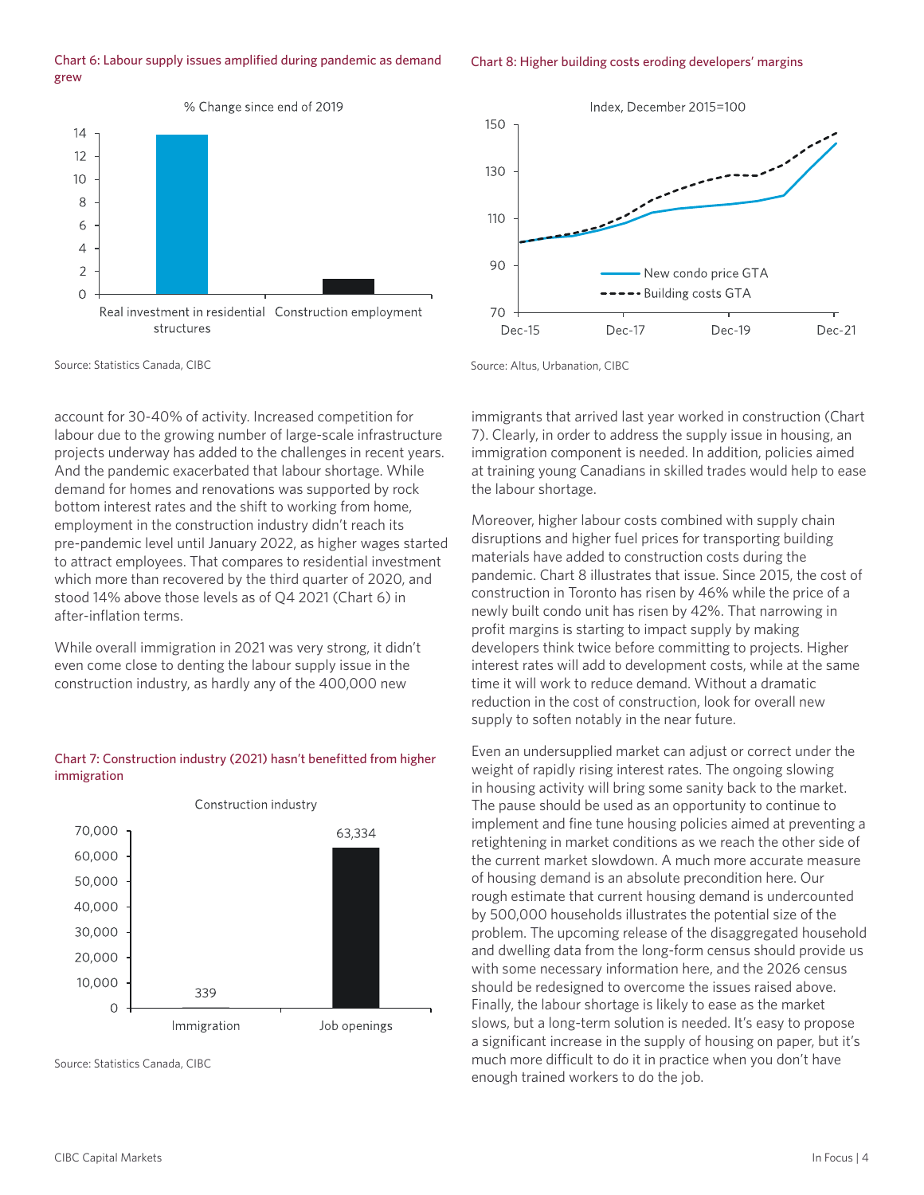Chart 6: Labour supply issues amplified during pandemic as demand grew

% Change since end of 2019

Source: Statistics Canada, CIBC

Chart 8: Higher building costs eroding developers' margins

Index, December 2015=100

Source: Altus, Urbanation, CIBC

account for 30-40% of activity. Increased competition for labour due to the growing number of large-scale infrastructure projects underway has added to the challenges in recent years. And the pandemic exacerbated that labour shortage. While demand for homes and renovations was supported by rock bottom interest rates and the shift to working from home, employment in the construction industry didn't reach its pre-pandemic level until January 2022, as higher wages started to attract employees. That compares to residential investment which more than recovered by the third quarter of 2020, and stood 14% above those levels as of Q4 2021 (Chart 6) in after-inflation terms.

While overall immigration in 2021 was very strong, it didn't even come close to denting the labour supply issue in the construction industry, as hardly any of the 400,000 new immigrants that arrived last year worked in construction (Chart 7). Clearly, in order to address the supply issue in housing, an immigration component is needed. In addition, policies aimed at training young Canadians in skilled trades would help to ease the labour shortage.

Chart 7: Construction industry (2021) hasn't benefitted from higher immigration

Construction industry

Source: Statistics Canada, CIBC

Moreover, higher labour costs combined with supply chain disruptions and higher fuel prices for transporting building materials have added to construction costs during the pandemic. Chart 8 illustrates that issue. Since 2015, the cost of construction in Toronto has risen by 46% while the price of a newly built condo unit has risen by 42%. That narrowing in profit margins is starting to impact supply by making developers think twice before committing to projects. Higher interest rates will add to development costs, while at the same time it will work to reduce demand. Without a dramatic reduction in the cost of construction, look for overall new supply to soften notably in the near future.

Even an undersupplied market can adjust or correct under the weight of rapidly rising interest rates. The ongoing slowing in housing activity will bring some sanity back to the market. The pause should be used as an opportunity to continue to implement and fine tune housing policies aimed at preventing a retightening in market conditions as we reach the other side of the current market slowdown. A much more accurate measure of housing demand is an absolute precondition here. Our rough estimate that current housing demand is undercounted by 500,000 households illustrates the potential size of the problem. The upcoming release of the disaggregated household and dwelling data from the long-form census should provide us with some necessary information here, and the 2026 census should be redesigned to overcome the issues raised above. Finally, the labour shortage is likely to ease as the market slows, but a long-term solution is needed. It's easy to propose a significant increase in the supply of housing on paper, but it's much more difficult to do it in practice when you don't have enough trained workers to do the job.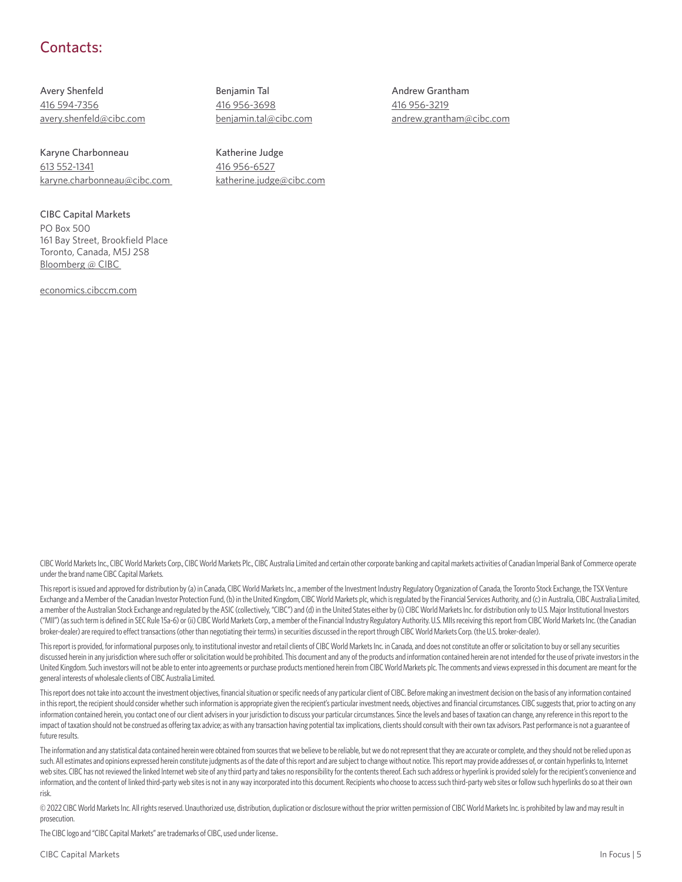## Contacts:

Avery Shenfeld
416 594-7356
avery.shenfeld@cibc.com

Benjamin Tal
416 956-3698
benjamin.tal@cibc.com

Andrew Grantham
416 956-3219
andrew.grantham@cibc.com

Karyne Charbonneau
613 552-1341
karyne.charbonneau@cibc.com

Katherine Judge
416 956-6527
katherine.judge@cibc.com

CIBC Capital Markets
PO Box 500
161 Bay Street, Brookfield Place
Toronto, Canada, M5J 2S8
Bloomberg @ CIBC

economics.cibccm.com

CIBC World Markets Inc., CIBC World Markets Corp., CIBC World Markets Plc., CIBC Australia Limited and certain other corporate banking and capital markets activities of Canadian Imperial Bank of Commerce operate under the brand name CIBC Capital Markets.

This report is issued and approved for distribution by (a) in Canada, CIBC World Markets Inc., a member of the Investment Industry Regulatory Organization of Canada, the Toronto Stock Exchange, the TSX Venture Exchange and a Member of the Canadian Investor Protection Fund, (b) in the United Kingdom, CIBC World Markets plc, which is regulated by the Financial Services Authority, and (c) in Australia, CIBC Australia Limited, a member of the Australian Stock Exchange and regulated by the ASIC (collectively, "CIBC") and (d) in the United States either by (i) CIBC World Markets Inc. for distribution only to U.S. Major Institutional Investors ("MII") (as such term is defined in SEC Rule 15a-6) or (ii) CIBC World Markets Corp., a member of the Financial Industry Regulatory Authority. U.S. MIIs receiving this report from CIBC World Markets Inc. (the Canadian broker-dealer) are required to effect transactions (other than negotiating their terms) in securities discussed in the report through CIBC World Markets Corp. (the U.S. broker-dealer).

This report is provided, for informational purposes only, to institutional investor and retail clients of CIBC World Markets Inc. in Canada, and does not constitute an offer or solicitation to buy or sell any securities discussed herein in any jurisdiction where such offer or solicitation would be prohibited. This document and any of the products and information contained herein are not intended for the use of private investors in the United Kingdom. Such investors will not be able to enter into agreements or purchase products mentioned herein from CIBC World Markets plc. The comments and views expressed in this document are meant for the general interests of wholesale clients of CIBC Australia Limited.

This report does not take into account the investment objectives, financial situation or specific needs of any particular client of CIBC. Before making an investment decision on the basis of any information contained in this report, the recipient should consider whether such information is appropriate given the recipient's particular investment needs, objectives and financial circumstances. CIBC suggests that, prior to acting on any information contained herein, you contact one of our client advisers in your jurisdiction to discuss your particular circumstances. Since the levels and bases of taxation can change, any reference in this report to the impact of taxation should not be construed as offering tax advice; as with any transaction having potential tax implications, clients should consult with their own tax advisors. Past performance is not a guarantee of future results.

The information and any statistical data contained herein were obtained from sources that we believe to be reliable, but we do not represent that they are accurate or complete, and they should not be relied upon as such. All estimates and opinions expressed herein constitute judgments as of the date of this report and are subject to change without notice. This report may provide addresses of, or contain hyperlinks to, Internet web sites. CIBC has not reviewed the linked Internet web site of any third party and takes no responsibility for the contents thereof. Each such address or hyperlink is provided solely for the recipient's convenience and information, and the content of linked third-party web sites is not in any way incorporated into this document. Recipients who choose to access such third-party web sites or follow such hyperlinks do so at their own risk.

© 2022 CIBC World Markets Inc. All rights reserved. Unauthorized use, distribution, duplication or disclosure without the prior written permission of CIBC World Markets Inc. is prohibited by law and may result in prosecution.

The CIBC logo and "CIBC Capital Markets" are trademarks of CIBC, used under license..